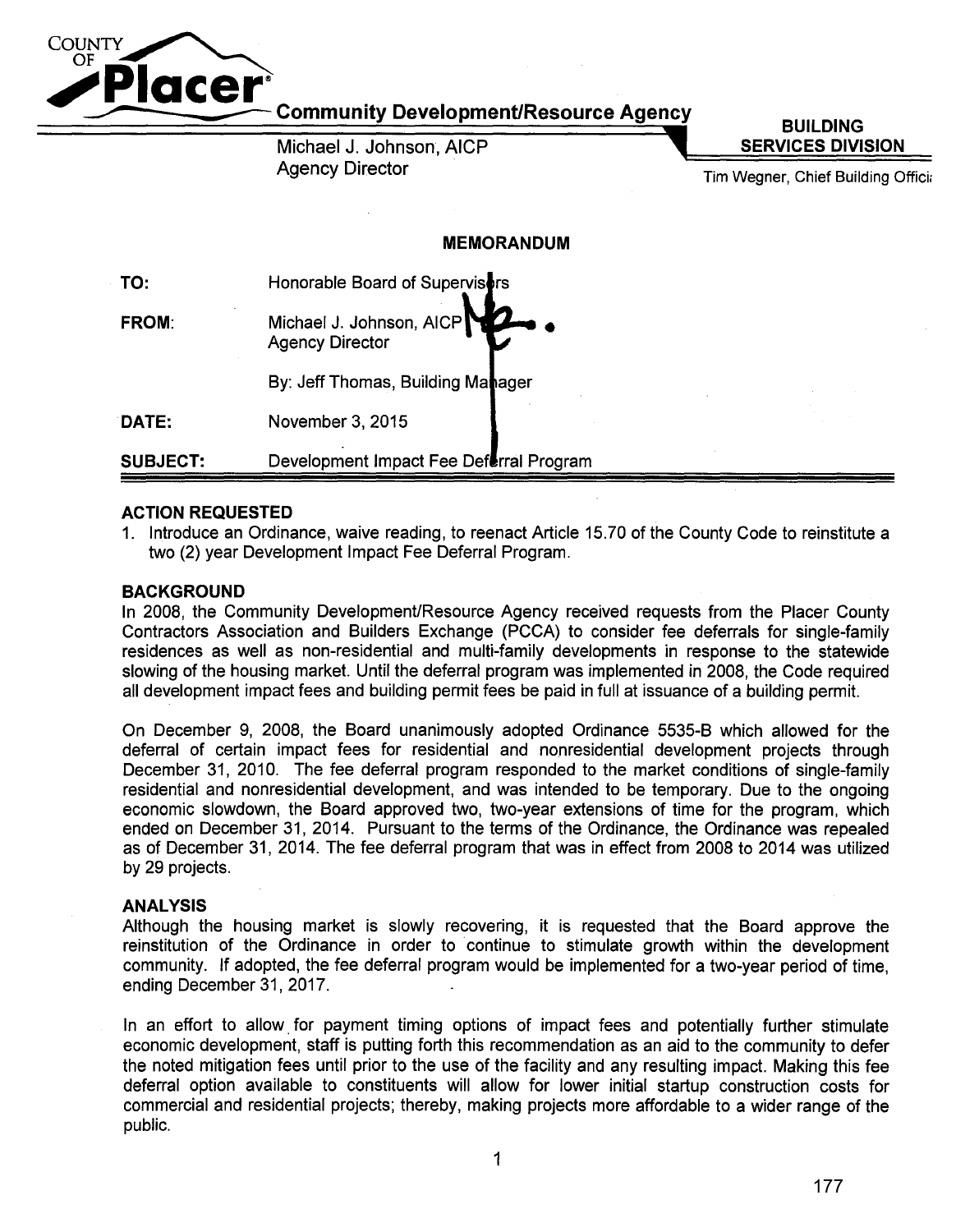COUNTY OF **Placer**

**Community Development/Resource Agency**

Michael J. Johnson, AICP
Agency Director

**BUILDING SERVICES DIVISION**

Tim Wegner, Chief Building Officia

## MEMORANDUM

| | |
|---|---|
| **TO:** | Honorable Board of Supervisors |
| **FROM:** | Michael J. Johnson, AICP<br>Agency Director |
| | By: Jeff Thomas, Building Manager |
| **DATE:** | November 3, 2015 |
| **SUBJECT:** | Development Impact Fee Deferral Program |

### ACTION REQUESTED

1. Introduce an Ordinance, waive reading, to reenact Article 15.70 of the County Code to reinstitute a two (2) year Development Impact Fee Deferral Program.

### BACKGROUND

In 2008, the Community Development/Resource Agency received requests from the Placer County Contractors Association and Builders Exchange (PCCA) to consider fee deferrals for single-family residences as well as non-residential and multi-family developments in response to the statewide slowing of the housing market. Until the deferral program was implemented in 2008, the Code required all development impact fees and building permit fees be paid in full at issuance of a building permit.

On December 9, 2008, the Board unanimously adopted Ordinance 5535-B which allowed for the deferral of certain impact fees for residential and nonresidential development projects through December 31, 2010. The fee deferral program responded to the market conditions of single-family residential and nonresidential development, and was intended to be temporary. Due to the ongoing economic slowdown, the Board approved two, two-year extensions of time for the program, which ended on December 31, 2014. Pursuant to the terms of the Ordinance, the Ordinance was repealed as of December 31, 2014. The fee deferral program that was in effect from 2008 to 2014 was utilized by 29 projects.

### ANALYSIS

Although the housing market is slowly recovering, it is requested that the Board approve the reinstitution of the Ordinance in order to continue to stimulate growth within the development community. If adopted, the fee deferral program would be implemented for a two-year period of time, ending December 31, 2017.

In an effort to allow for payment timing options of impact fees and potentially further stimulate economic development, staff is putting forth this recommendation as an aid to the community to defer the noted mitigation fees until prior to the use of the facility and any resulting impact. Making this fee deferral option available to constituents will allow for lower initial startup construction costs for commercial and residential projects; thereby, making projects more affordable to a wider range of the public.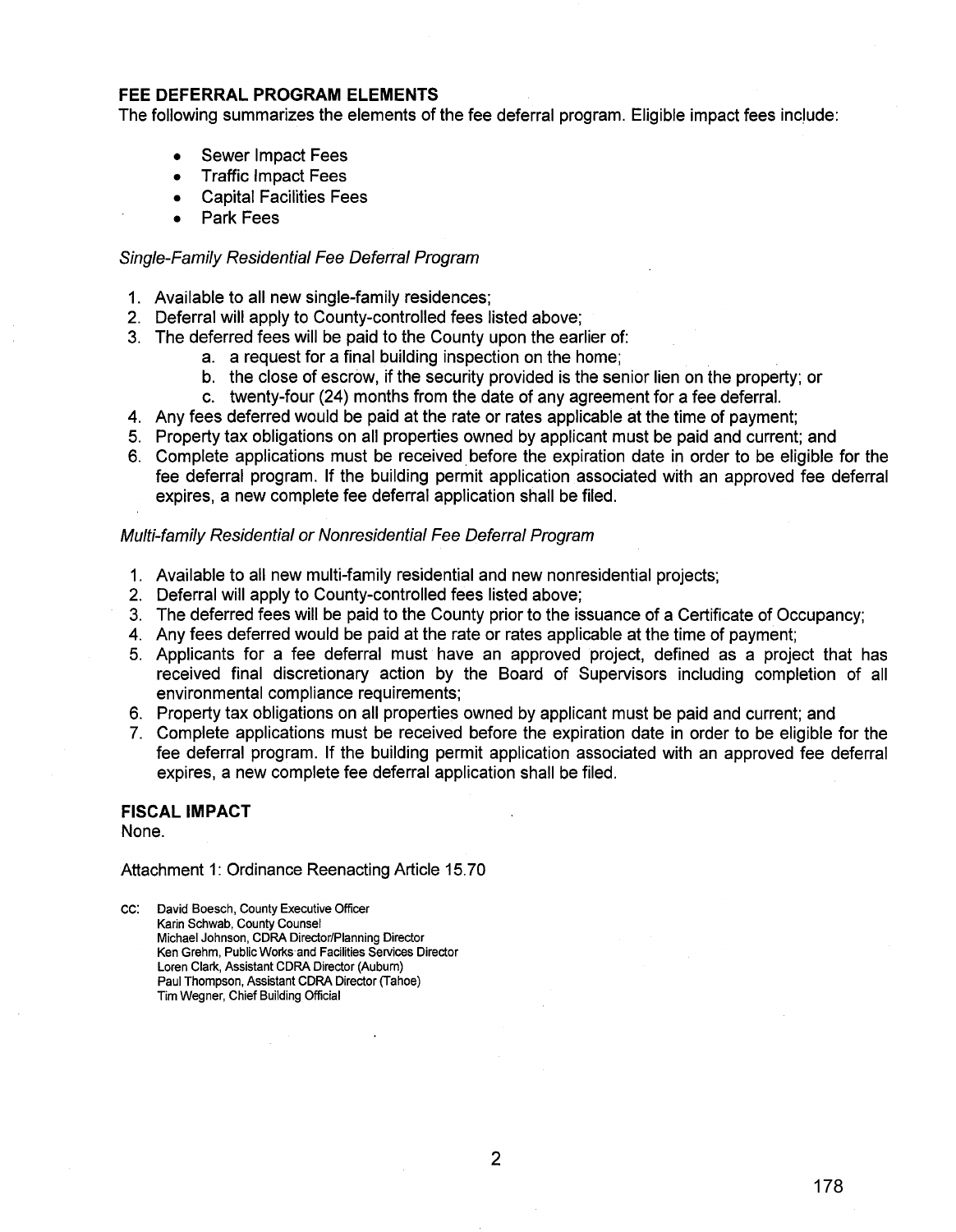## FEE DEFERRAL PROGRAM ELEMENTS

The following summarizes the elements of the fee deferral program. Eligible impact fees include:

- Sewer Impact Fees
- Traffic Impact Fees
- Capital Facilities Fees
- Park Fees

*Single-Family Residential Fee Deferral Program*

1. Available to all new single-family residences;
2. Deferral will apply to County-controlled fees listed above;
3. The deferred fees will be paid to the County upon the earlier of:
   a. a request for a final building inspection on the home;
   b. the close of escrow, if the security provided is the senior lien on the property; or
   c. twenty-four (24) months from the date of any agreement for a fee deferral.
4. Any fees deferred would be paid at the rate or rates applicable at the time of payment;
5. Property tax obligations on all properties owned by applicant must be paid and current; and
6. Complete applications must be received before the expiration date in order to be eligible for the fee deferral program. If the building permit application associated with an approved fee deferral expires, a new complete fee deferral application shall be filed.

*Multi-family Residential or Nonresidential Fee Deferral Program*

1. Available to all new multi-family residential and new nonresidential projects;
2. Deferral will apply to County-controlled fees listed above;
3. The deferred fees will be paid to the County prior to the issuance of a Certificate of Occupancy;
4. Any fees deferred would be paid at the rate or rates applicable at the time of payment;
5. Applicants for a fee deferral must have an approved project, defined as a project that has received final discretionary action by the Board of Supervisors including completion of all environmental compliance requirements;
6. Property tax obligations on all properties owned by applicant must be paid and current; and
7. Complete applications must be received before the expiration date in order to be eligible for the fee deferral program. If the building permit application associated with an approved fee deferral expires, a new complete fee deferral application shall be filed.

## FISCAL IMPACT

None.

Attachment 1: Ordinance Reenacting Article 15.70

cc: David Boesch, County Executive Officer
Karin Schwab, County Counsel
Michael Johnson, CDRA Director/Planning Director
Ken Grehm, Public Works and Facilities Services Director
Loren Clark, Assistant CDRA Director (Auburn)
Paul Thompson, Assistant CDRA Director (Tahoe)
Tim Wegner, Chief Building Official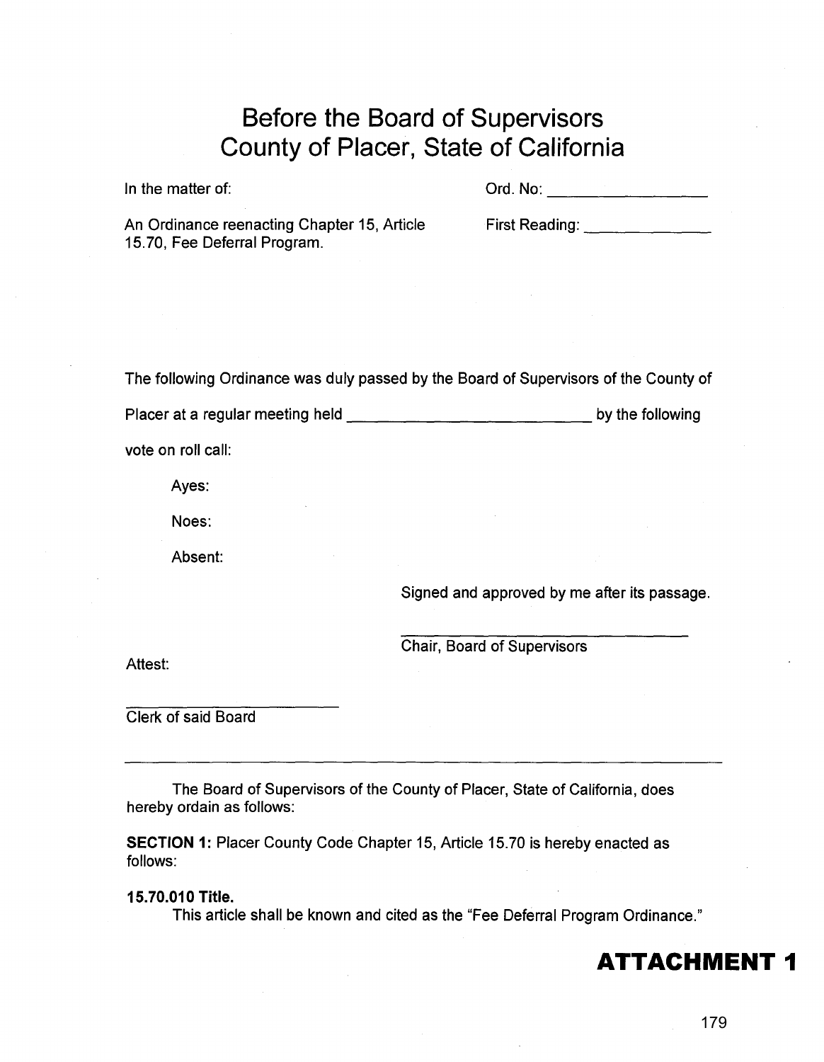# Before the Board of Supervisors
# County of Placer, State of California

In the matter of:

An Ordinance reenacting Chapter 15, Article 15.70, Fee Deferral Program.

Ord. No: ________________

First Reading: ______________

The following Ordinance was duly passed by the Board of Supervisors of the County of Placer at a regular meeting held ____________________________ by the following vote on roll call:

Ayes:

Noes:

Absent:

Signed and approved by me after its passage.

______________________________
Chair, Board of Supervisors

Attest:

______________________
Clerk of said Board

---

The Board of Supervisors of the County of Placer, State of California, does hereby ordain as follows:

**SECTION 1:** Placer County Code Chapter 15, Article 15.70 is hereby enacted as follows:

**15.70.010 Title.**

This article shall be known and cited as the "Fee Deferral Program Ordinance."

## ATTACHMENT 1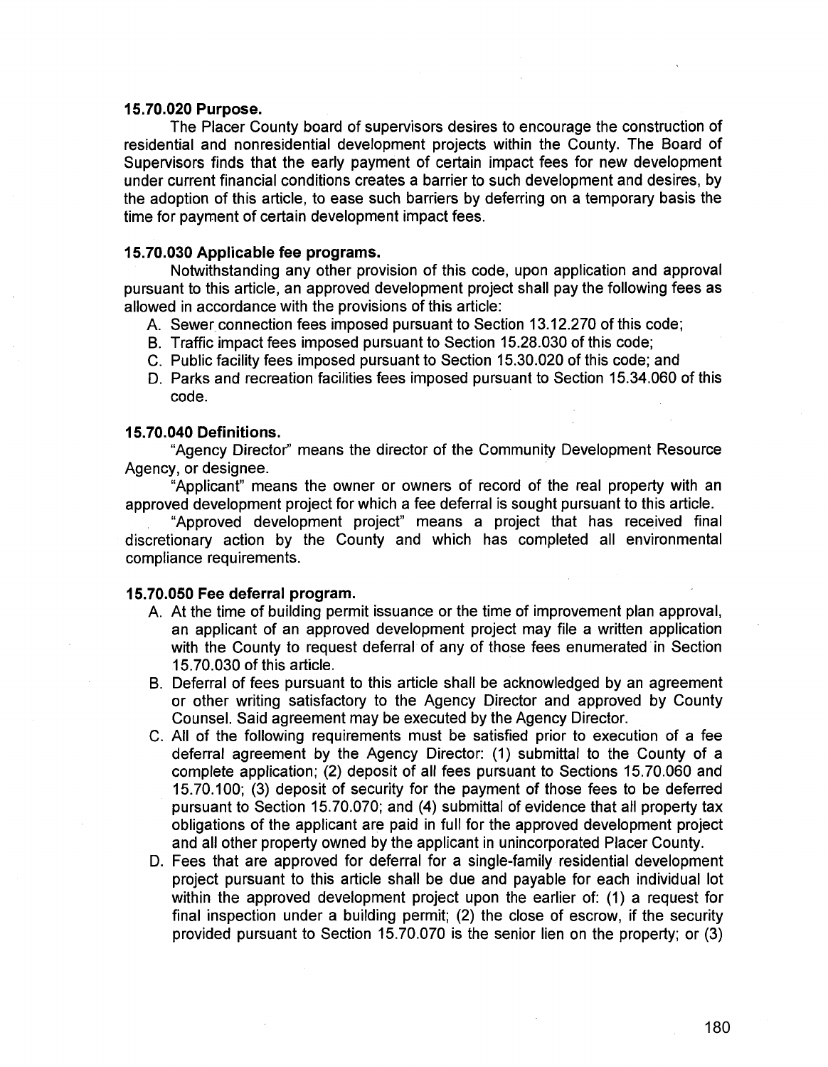**15.70.020 Purpose.**

The Placer County board of supervisors desires to encourage the construction of residential and nonresidential development projects within the County. The Board of Supervisors finds that the early payment of certain impact fees for new development under current financial conditions creates a barrier to such development and desires, by the adoption of this article, to ease such barriers by deferring on a temporary basis the time for payment of certain development impact fees.

**15.70.030 Applicable fee programs.**

Notwithstanding any other provision of this code, upon application and approval pursuant to this article, an approved development project shall pay the following fees as allowed in accordance with the provisions of this article:

A. Sewer connection fees imposed pursuant to Section 13.12.270 of this code;
B. Traffic impact fees imposed pursuant to Section 15.28.030 of this code;
C. Public facility fees imposed pursuant to Section 15.30.020 of this code; and
D. Parks and recreation facilities fees imposed pursuant to Section 15.34.060 of this code.

**15.70.040 Definitions.**

"Agency Director" means the director of the Community Development Resource Agency, or designee.

"Applicant" means the owner or owners of record of the real property with an approved development project for which a fee deferral is sought pursuant to this article.

"Approved development project" means a project that has received final discretionary action by the County and which has completed all environmental compliance requirements.

**15.70.050 Fee deferral program.**

A. At the time of building permit issuance or the time of improvement plan approval, an applicant of an approved development project may file a written application with the County to request deferral of any of those fees enumerated in Section 15.70.030 of this article.
B. Deferral of fees pursuant to this article shall be acknowledged by an agreement or other writing satisfactory to the Agency Director and approved by County Counsel. Said agreement may be executed by the Agency Director.
C. All of the following requirements must be satisfied prior to execution of a fee deferral agreement by the Agency Director: (1) submittal to the County of a complete application; (2) deposit of all fees pursuant to Sections 15.70.060 and 15.70.100; (3) deposit of security for the payment of those fees to be deferred pursuant to Section 15.70.070; and (4) submittal of evidence that all property tax obligations of the applicant are paid in full for the approved development project and all other property owned by the applicant in unincorporated Placer County.
D. Fees that are approved for deferral for a single-family residential development project pursuant to this article shall be due and payable for each individual lot within the approved development project upon the earlier of: (1) a request for final inspection under a building permit; (2) the close of escrow, if the security provided pursuant to Section 15.70.070 is the senior lien on the property; or (3)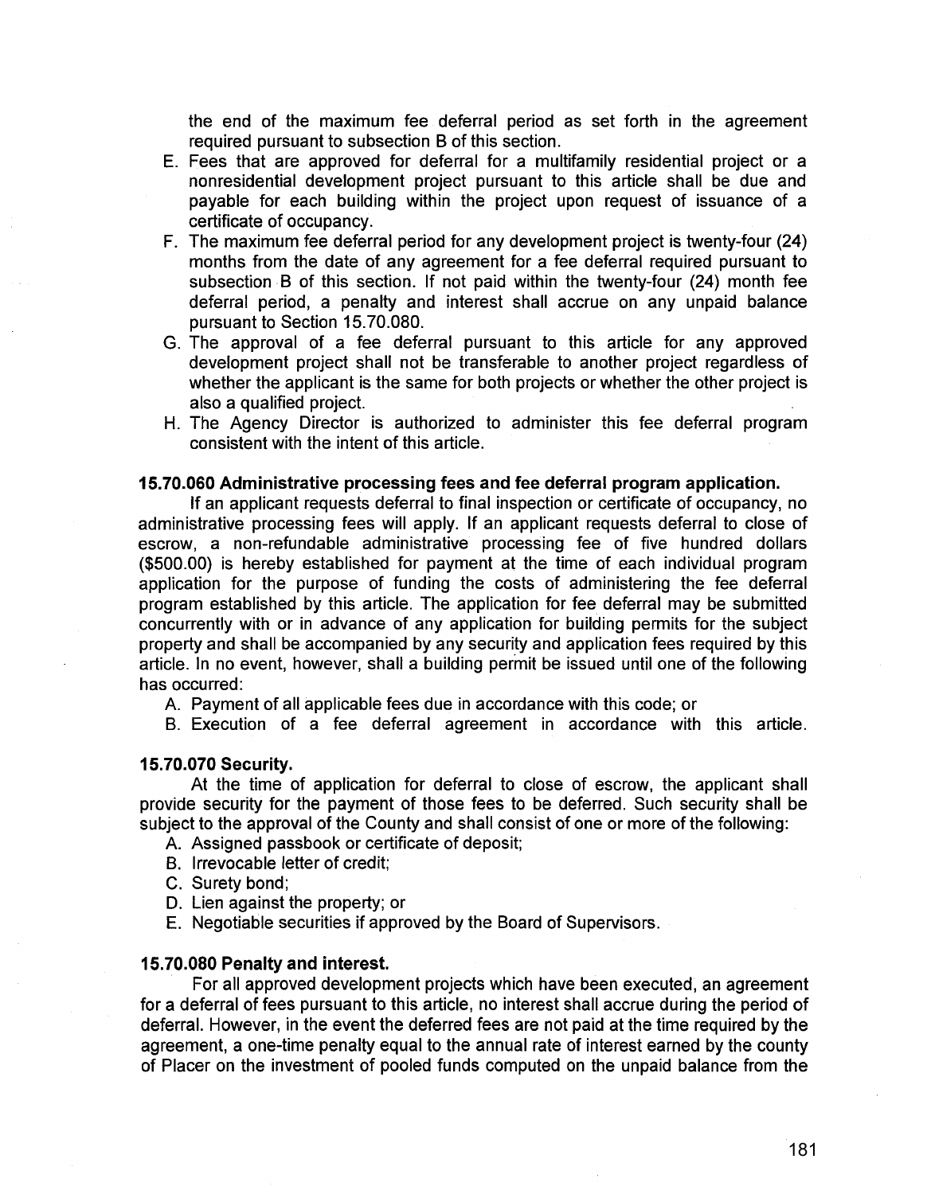the end of the maximum fee deferral period as set forth in the agreement required pursuant to subsection B of this section.

E. Fees that are approved for deferral for a multifamily residential project or a nonresidential development project pursuant to this article shall be due and payable for each building within the project upon request of issuance of a certificate of occupancy.
F. The maximum fee deferral period for any development project is twenty-four (24) months from the date of any agreement for a fee deferral required pursuant to subsection B of this section. If not paid within the twenty-four (24) month fee deferral period, a penalty and interest shall accrue on any unpaid balance pursuant to Section 15.70.080.
G. The approval of a fee deferral pursuant to this article for any approved development project shall not be transferable to another project regardless of whether the applicant is the same for both projects or whether the other project is also a qualified project.
H. The Agency Director is authorized to administer this fee deferral program consistent with the intent of this article.

**15.70.060 Administrative processing fees and fee deferral program application.**

If an applicant requests deferral to final inspection or certificate of occupancy, no administrative processing fees will apply. If an applicant requests deferral to close of escrow, a non-refundable administrative processing fee of five hundred dollars ($500.00) is hereby established for payment at the time of each individual program application for the purpose of funding the costs of administering the fee deferral program established by this article. The application for fee deferral may be submitted concurrently with or in advance of any application for building permits for the subject property and shall be accompanied by any security and application fees required by this article. In no event, however, shall a building permit be issued until one of the following has occurred:

A. Payment of all applicable fees due in accordance with this code; or
B. Execution of a fee deferral agreement in accordance with this article.

**15.70.070 Security.**

At the time of application for deferral to close of escrow, the applicant shall provide security for the payment of those fees to be deferred. Such security shall be subject to the approval of the County and shall consist of one or more of the following:

A. Assigned passbook or certificate of deposit;
B. Irrevocable letter of credit;
C. Surety bond;
D. Lien against the property; or
E. Negotiable securities if approved by the Board of Supervisors.

**15.70.080 Penalty and interest.**

For all approved development projects which have been executed, an agreement for a deferral of fees pursuant to this article, no interest shall accrue during the period of deferral. However, in the event the deferred fees are not paid at the time required by the agreement, a one-time penalty equal to the annual rate of interest earned by the county of Placer on the investment of pooled funds computed on the unpaid balance from the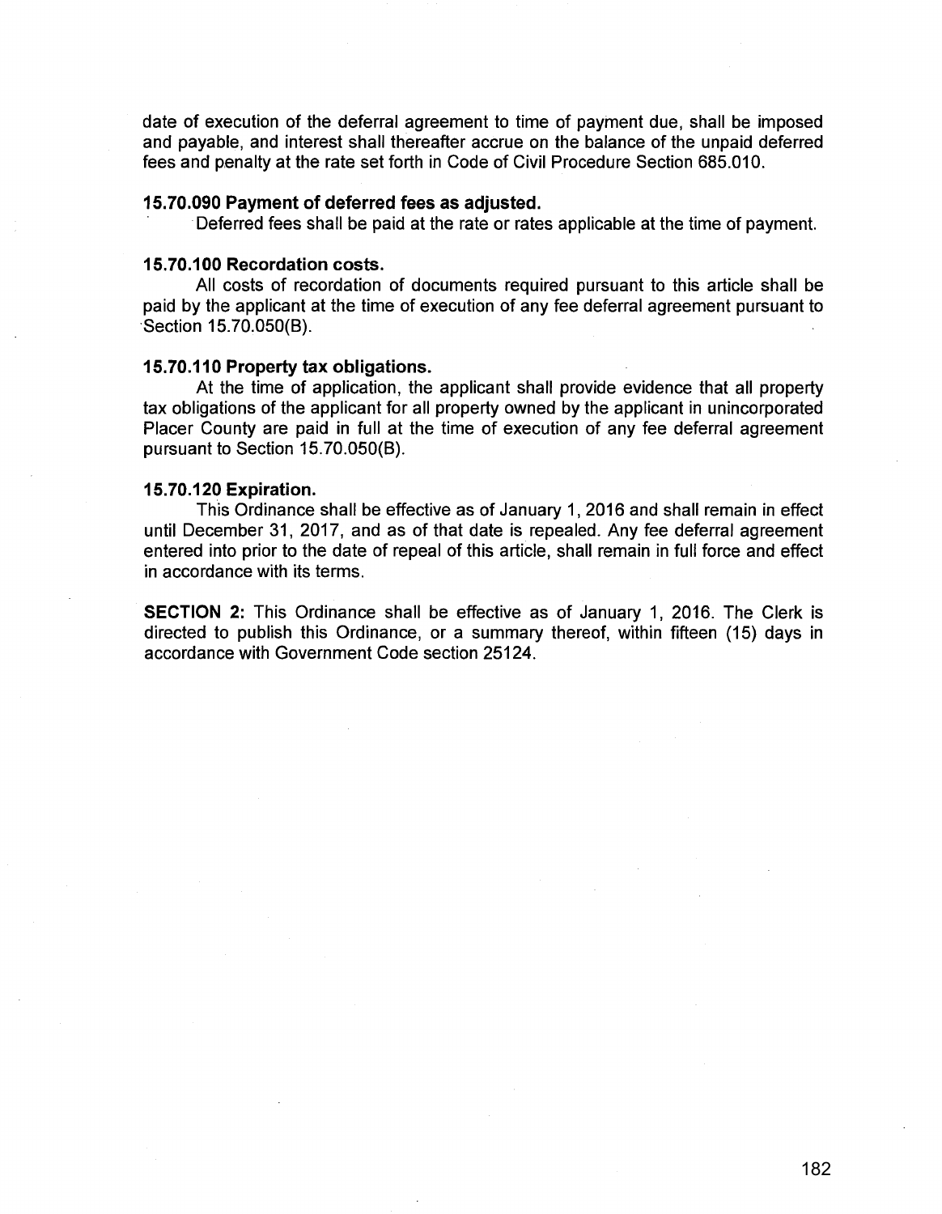date of execution of the deferral agreement to time of payment due, shall be imposed and payable, and interest shall thereafter accrue on the balance of the unpaid deferred fees and penalty at the rate set forth in Code of Civil Procedure Section 685.010.

**15.70.090 Payment of deferred fees as adjusted.**

Deferred fees shall be paid at the rate or rates applicable at the time of payment.

**15.70.100 Recordation costs.**

All costs of recordation of documents required pursuant to this article shall be paid by the applicant at the time of execution of any fee deferral agreement pursuant to Section 15.70.050(B).

**15.70.110 Property tax obligations.**

At the time of application, the applicant shall provide evidence that all property tax obligations of the applicant for all property owned by the applicant in unincorporated Placer County are paid in full at the time of execution of any fee deferral agreement pursuant to Section 15.70.050(B).

**15.70.120 Expiration.**

This Ordinance shall be effective as of January 1, 2016 and shall remain in effect until December 31, 2017, and as of that date is repealed. Any fee deferral agreement entered into prior to the date of repeal of this article, shall remain in full force and effect in accordance with its terms.

**SECTION 2:** This Ordinance shall be effective as of January 1, 2016. The Clerk is directed to publish this Ordinance, or a summary thereof, within fifteen (15) days in accordance with Government Code section 25124.